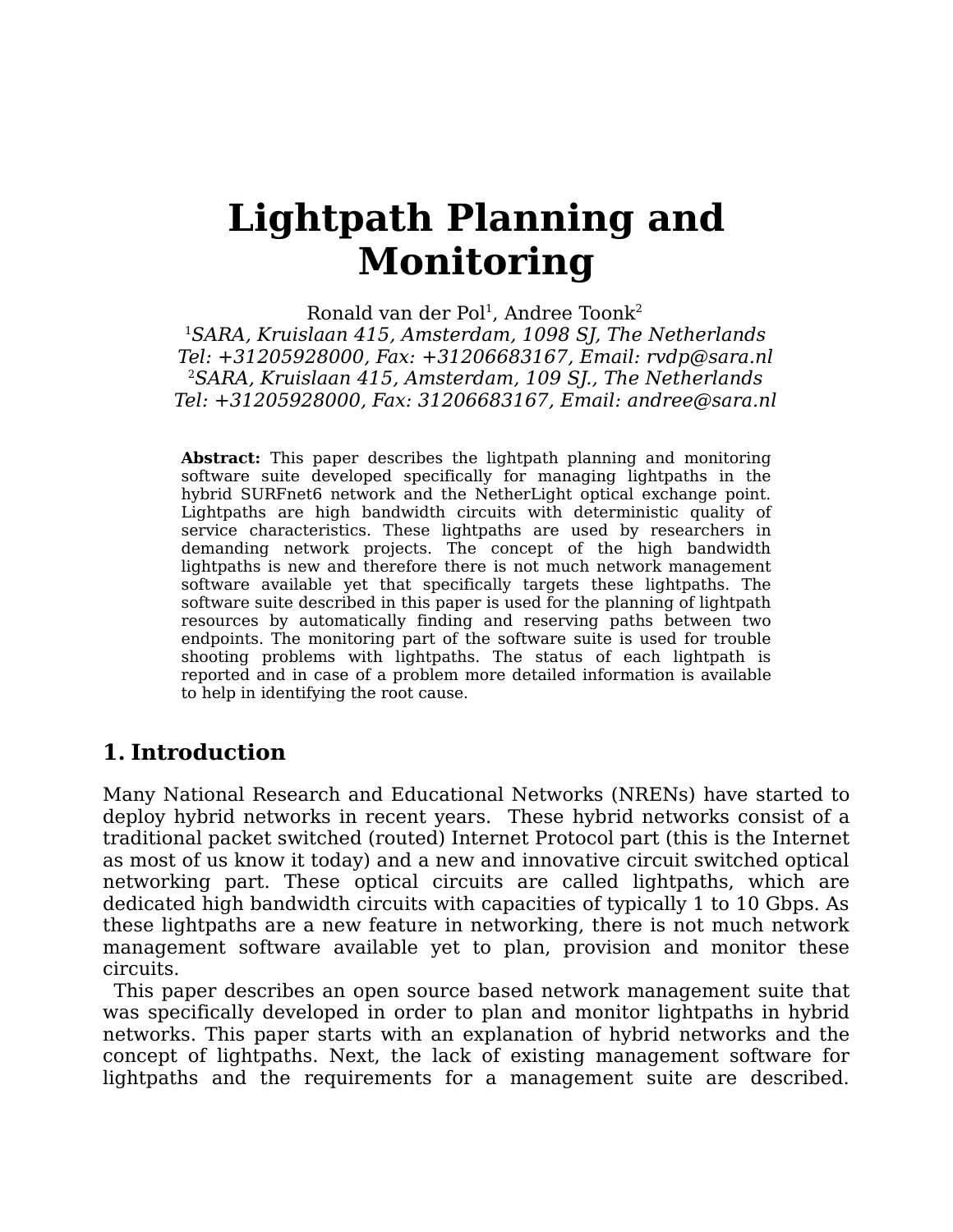# Lightpath Planning and Monitoring

Ronald van der Pol[1], Andree Toonk[2]

[1]*SARA, Kruislaan 415, Amsterdam, 1098 SJ, The Netherlands*
*Tel: +31205928000, Fax: +31206683167, Email: rvdp@sara.nl*
[2]*SARA, Kruislaan 415, Amsterdam, 109 SJ., The Netherlands*
*Tel: +31205928000, Fax: 31206683167, Email: andree@sara.nl*

**Abstract:** This paper describes the lightpath planning and monitoring software suite developed specifically for managing lightpaths in the hybrid SURFnet6 network and the NetherLight optical exchange point. Lightpaths are high bandwidth circuits with deterministic quality of service characteristics. These lightpaths are used by researchers in demanding network projects. The concept of the high bandwidth lightpaths is new and therefore there is not much network management software available yet that specifically targets these lightpaths. The software suite described in this paper is used for the planning of lightpath resources by automatically finding and reserving paths between two endpoints. The monitoring part of the software suite is used for trouble shooting problems with lightpaths. The status of each lightpath is reported and in case of a problem more detailed information is available to help in identifying the root cause.

## 1. Introduction

Many National Research and Educational Networks (NRENs) have started to deploy hybrid networks in recent years. These hybrid networks consist of a traditional packet switched (routed) Internet Protocol part (this is the Internet as most of us know it today) and a new and innovative circuit switched optical networking part. These optical circuits are called lightpaths, which are dedicated high bandwidth circuits with capacities of typically 1 to 10 Gbps. As these lightpaths are a new feature in networking, there is not much network management software available yet to plan, provision and monitor these circuits.

This paper describes an open source based network management suite that was specifically developed in order to plan and monitor lightpaths in hybrid networks. This paper starts with an explanation of hybrid networks and the concept of lightpaths. Next, the lack of existing management software for lightpaths and the requirements for a management suite are described.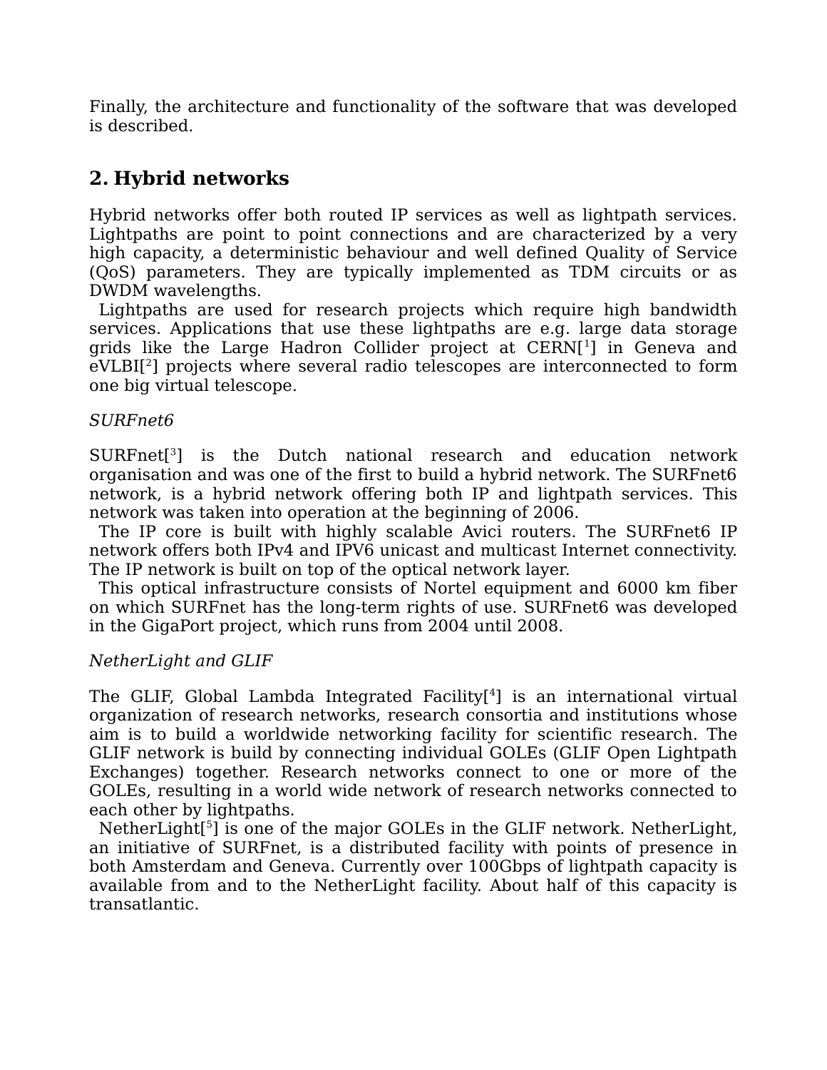Finally, the architecture and functionality of the software that was developed is described.

## 2. Hybrid networks

Hybrid networks offer both routed IP services as well as lightpath services. Lightpaths are point to point connections and are characterized by a very high capacity, a deterministic behaviour and well defined Quality of Service (QoS) parameters. They are typically implemented as TDM circuits or as DWDM wavelengths.

Lightpaths are used for research projects which require high bandwidth services. Applications that use these lightpaths are e.g. large data storage grids like the Large Hadron Collider project at CERN[1] in Geneva and eVLBI[2] projects where several radio telescopes are interconnected to form one big virtual telescope.

*SURFnet6*

SURFnet[3] is the Dutch national research and education network organisation and was one of the first to build a hybrid network. The SURFnet6 network, is a hybrid network offering both IP and lightpath services. This network was taken into operation at the beginning of 2006.

The IP core is built with highly scalable Avici routers. The SURFnet6 IP network offers both IPv4 and IPV6 unicast and multicast Internet connectivity. The IP network is built on top of the optical network layer.

This optical infrastructure consists of Nortel equipment and 6000 km fiber on which SURFnet has the long-term rights of use. SURFnet6 was developed in the GigaPort project, which runs from 2004 until 2008.

*NetherLight and GLIF*

The GLIF, Global Lambda Integrated Facility[4] is an international virtual organization of research networks, research consortia and institutions whose aim is to build a worldwide networking facility for scientific research. The GLIF network is build by connecting individual GOLEs (GLIF Open Lightpath Exchanges) together. Research networks connect to one or more of the GOLEs, resulting in a world wide network of research networks connected to each other by lightpaths.

NetherLight[5] is one of the major GOLEs in the GLIF network. NetherLight, an initiative of SURFnet, is a distributed facility with points of presence in both Amsterdam and Geneva. Currently over 100Gbps of lightpath capacity is available from and to the NetherLight facility. About half of this capacity is transatlantic.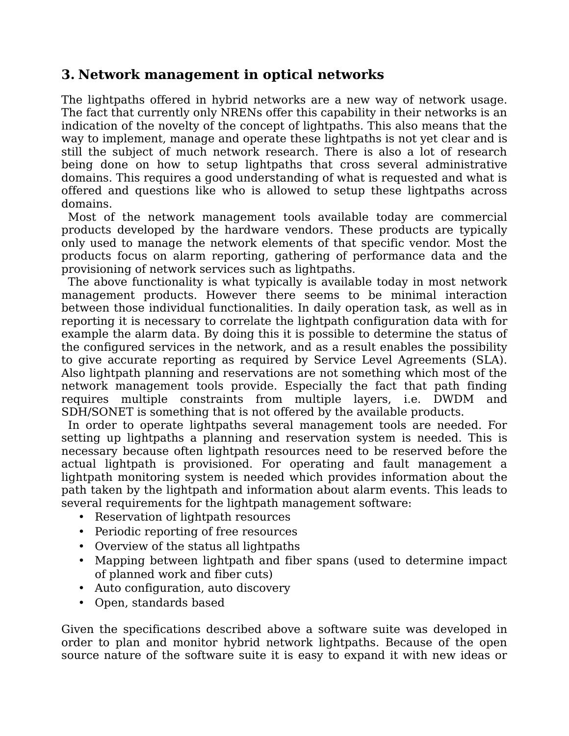## 3. Network management in optical networks

The lightpaths offered in hybrid networks are a new way of network usage. The fact that currently only NRENs offer this capability in their networks is an indication of the novelty of the concept of lightpaths. This also means that the way to implement, manage and operate these lightpaths is not yet clear and is still the subject of much network research. There is also a lot of research being done on how to setup lightpaths that cross several administrative domains. This requires a good understanding of what is requested and what is offered and questions like who is allowed to setup these lightpaths across domains.

Most of the network management tools available today are commercial products developed by the hardware vendors. These products are typically only used to manage the network elements of that specific vendor. Most the products focus on alarm reporting, gathering of performance data and the provisioning of network services such as lightpaths.

The above functionality is what typically is available today in most network management products. However there seems to be minimal interaction between those individual functionalities. In daily operation task, as well as in reporting it is necessary to correlate the lightpath configuration data with for example the alarm data. By doing this it is possible to determine the status of the configured services in the network, and as a result enables the possibility to give accurate reporting as required by Service Level Agreements (SLA). Also lightpath planning and reservations are not something which most of the network management tools provide. Especially the fact that path finding requires multiple constraints from multiple layers, i.e. DWDM and SDH/SONET is something that is not offered by the available products.

In order to operate lightpaths several management tools are needed. For setting up lightpaths a planning and reservation system is needed. This is necessary because often lightpath resources need to be reserved before the actual lightpath is provisioned. For operating and fault management a lightpath monitoring system is needed which provides information about the path taken by the lightpath and information about alarm events. This leads to several requirements for the lightpath management software:

- Reservation of lightpath resources
- Periodic reporting of free resources
- Overview of the status all lightpaths
- Mapping between lightpath and fiber spans (used to determine impact of planned work and fiber cuts)
- Auto configuration, auto discovery
- Open, standards based

Given the specifications described above a software suite was developed in order to plan and monitor hybrid network lightpaths. Because of the open source nature of the software suite it is easy to expand it with new ideas or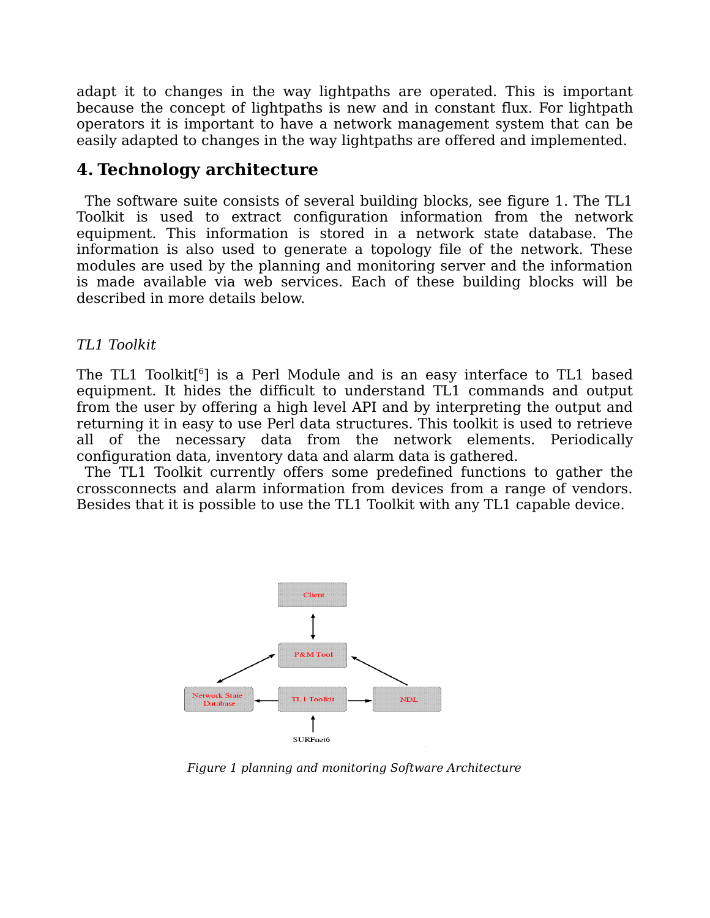adapt it to changes in the way lightpaths are operated. This is important because the concept of lightpaths is new and in constant flux. For lightpath operators it is important to have a network management system that can be easily adapted to changes in the way lightpaths are offered and implemented.

## 4. Technology architecture

The software suite consists of several building blocks, see figure 1. The TL1 Toolkit is used to extract configuration information from the network equipment. This information is stored in a network state database. The information is also used to generate a topology file of the network. These modules are used by the planning and monitoring server and the information is made available via web services. Each of these building blocks will be described in more details below.

*TL1 Toolkit*

The TL1 Toolkit[6] is a Perl Module and is an easy interface to TL1 based equipment. It hides the difficult to understand TL1 commands and output from the user by offering a high level API and by interpreting the output and returning it in easy to use Perl data structures. This toolkit is used to retrieve all of the necessary data from the network elements. Periodically configuration data, inventory data and alarm data is gathered.

The TL1 Toolkit currently offers some predefined functions to gather the crossconnects and alarm information from devices from a range of vendors. Besides that it is possible to use the TL1 Toolkit with any TL1 capable device.

*Figure 1 planning and monitoring Software Architecture*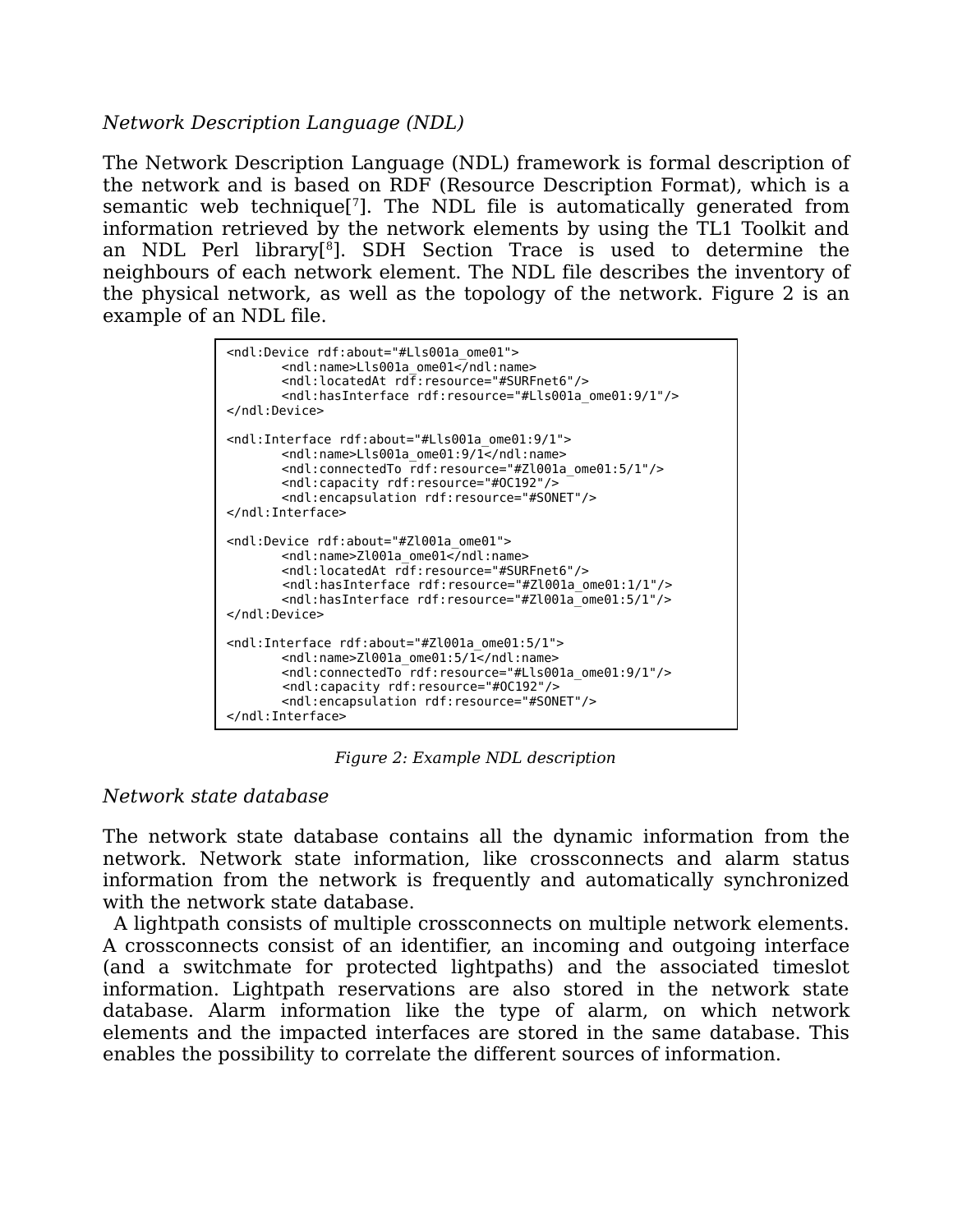*Network Description Language (NDL)*

The Network Description Language (NDL) framework is formal description of the network and is based on RDF (Resource Description Format), which is a semantic web technique[7]. The NDL file is automatically generated from information retrieved by the network elements by using the TL1 Toolkit and an NDL Perl library[8]. SDH Section Trace is used to determine the neighbours of each network element. The NDL file describes the inventory of the physical network, as well as the topology of the network. Figure 2 is an example of an NDL file.

```
<ndl:Device rdf:about="#Lls001a_ome01">
        <ndl:name>Lls001a_ome01</ndl:name>
        <ndl:locatedAt rdf:resource="#SURFnet6"/>
        <ndl:hasInterface rdf:resource="#Lls001a_ome01:9/1"/>
</ndl:Device>

<ndl:Interface rdf:about="#Lls001a_ome01:9/1">
        <ndl:name>Lls001a_ome01:9/1</ndl:name>
        <ndl:connectedTo rdf:resource="#Zl001a_ome01:5/1"/>
        <ndl:capacity rdf:resource="#OC192"/>
        <ndl:encapsulation rdf:resource="#SONET"/>
</ndl:Interface>

<ndl:Device rdf:about="#Zl001a_ome01">
        <ndl:name>Zl001a_ome01</ndl:name>
        <ndl:locatedAt rdf:resource="#SURFnet6"/>
        <ndl:hasInterface rdf:resource="#Zl001a_ome01:1/1"/>
        <ndl:hasInterface rdf:resource="#Zl001a_ome01:5/1"/>
</ndl:Device>

<ndl:Interface rdf:about="#Zl001a_ome01:5/1">
        <ndl:name>Zl001a_ome01:5/1</ndl:name>
        <ndl:connectedTo rdf:resource="#Lls001a_ome01:9/1"/>
        <ndl:capacity rdf:resource="#OC192"/>
        <ndl:encapsulation rdf:resource="#SONET"/>
</ndl:Interface>
```

*Figure 2: Example NDL description*

*Network state database*

The network state database contains all the dynamic information from the network. Network state information, like crossconnects and alarm status information from the network is frequently and automatically synchronized with the network state database.

A lightpath consists of multiple crossconnects on multiple network elements. A crossconnects consist of an identifier, an incoming and outgoing interface (and a switchmate for protected lightpaths) and the associated timeslot information. Lightpath reservations are also stored in the network state database. Alarm information like the type of alarm, on which network elements and the impacted interfaces are stored in the same database. This enables the possibility to correlate the different sources of information.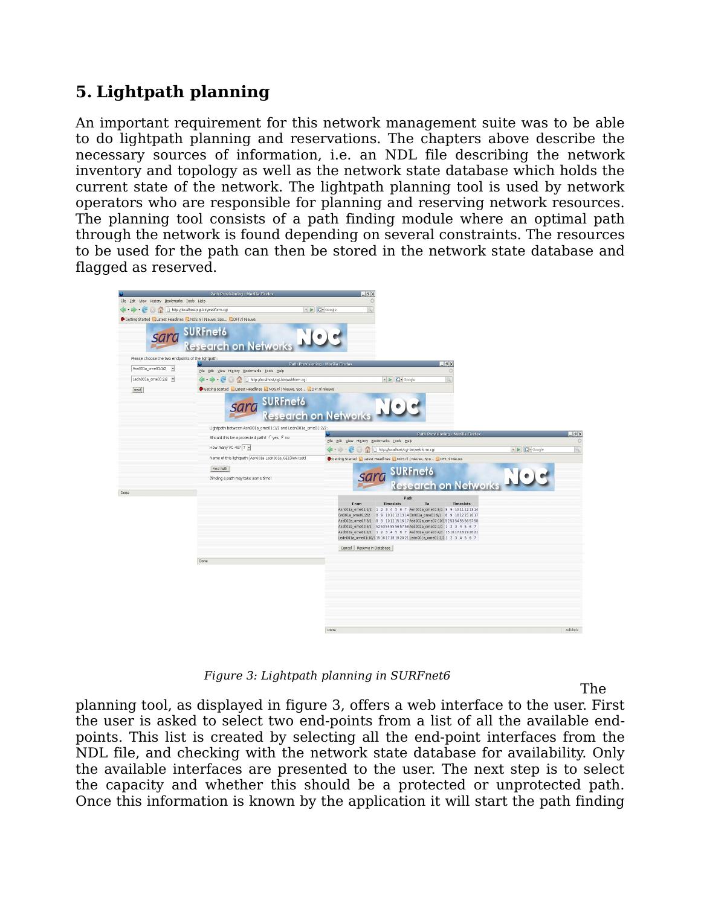## 5. Lightpath planning

An important requirement for this network management suite was to be able to do lightpath planning and reservations. The chapters above describe the necessary sources of information, i.e. an NDL file describing the network inventory and topology as well as the network state database which holds the current state of the network. The lightpath planning tool is used by network operators who are responsible for planning and reserving network resources. The planning tool consists of a path finding module where an optimal path through the network is found depending on several constraints. The resources to be used for the path can then be stored in the network state database and flagged as reserved.

*Figure 3: Lightpath planning in SURFnet6*

The planning tool, as displayed in figure 3, offers a web interface to the user. First the user is asked to select two end-points from a list of all the available end-points. This list is created by selecting all the end-point interfaces from the NDL file, and checking with the network state database for availability. Only the available interfaces are presented to the user. The next step is to select the capacity and whether this should be a protected or unprotected path. Once this information is known by the application it will start the path finding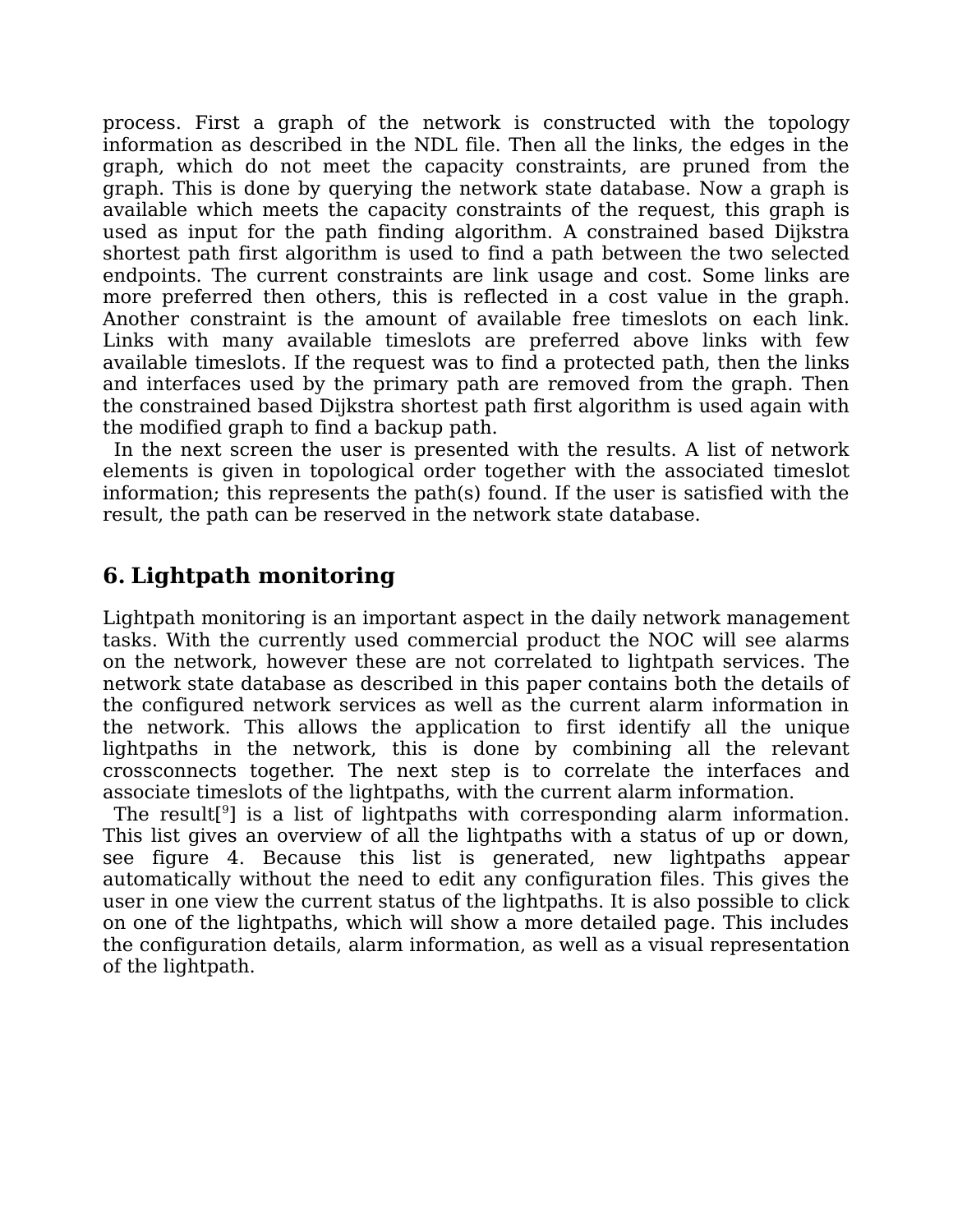process. First a graph of the network is constructed with the topology information as described in the NDL file. Then all the links, the edges in the graph, which do not meet the capacity constraints, are pruned from the graph. This is done by querying the network state database. Now a graph is available which meets the capacity constraints of the request, this graph is used as input for the path finding algorithm. A constrained based Dijkstra shortest path first algorithm is used to find a path between the two selected endpoints. The current constraints are link usage and cost. Some links are more preferred then others, this is reflected in a cost value in the graph. Another constraint is the amount of available free timeslots on each link. Links with many available timeslots are preferred above links with few available timeslots. If the request was to find a protected path, then the links and interfaces used by the primary path are removed from the graph. Then the constrained based Dijkstra shortest path first algorithm is used again with the modified graph to find a backup path.

In the next screen the user is presented with the results. A list of network elements is given in topological order together with the associated timeslot information; this represents the path(s) found. If the user is satisfied with the result, the path can be reserved in the network state database.

## 6. Lightpath monitoring

Lightpath monitoring is an important aspect in the daily network management tasks. With the currently used commercial product the NOC will see alarms on the network, however these are not correlated to lightpath services. The network state database as described in this paper contains both the details of the configured network services as well as the current alarm information in the network. This allows the application to first identify all the unique lightpaths in the network, this is done by combining all the relevant crossconnects together. The next step is to correlate the interfaces and associate timeslots of the lightpaths, with the current alarm information.

The result[[9]] is a list of lightpaths with corresponding alarm information. This list gives an overview of all the lightpaths with a status of up or down, see figure 4. Because this list is generated, new lightpaths appear automatically without the need to edit any configuration files. This gives the user in one view the current status of the lightpaths. It is also possible to click on one of the lightpaths, which will show a more detailed page. This includes the configuration details, alarm information, as well as a visual representation of the lightpath.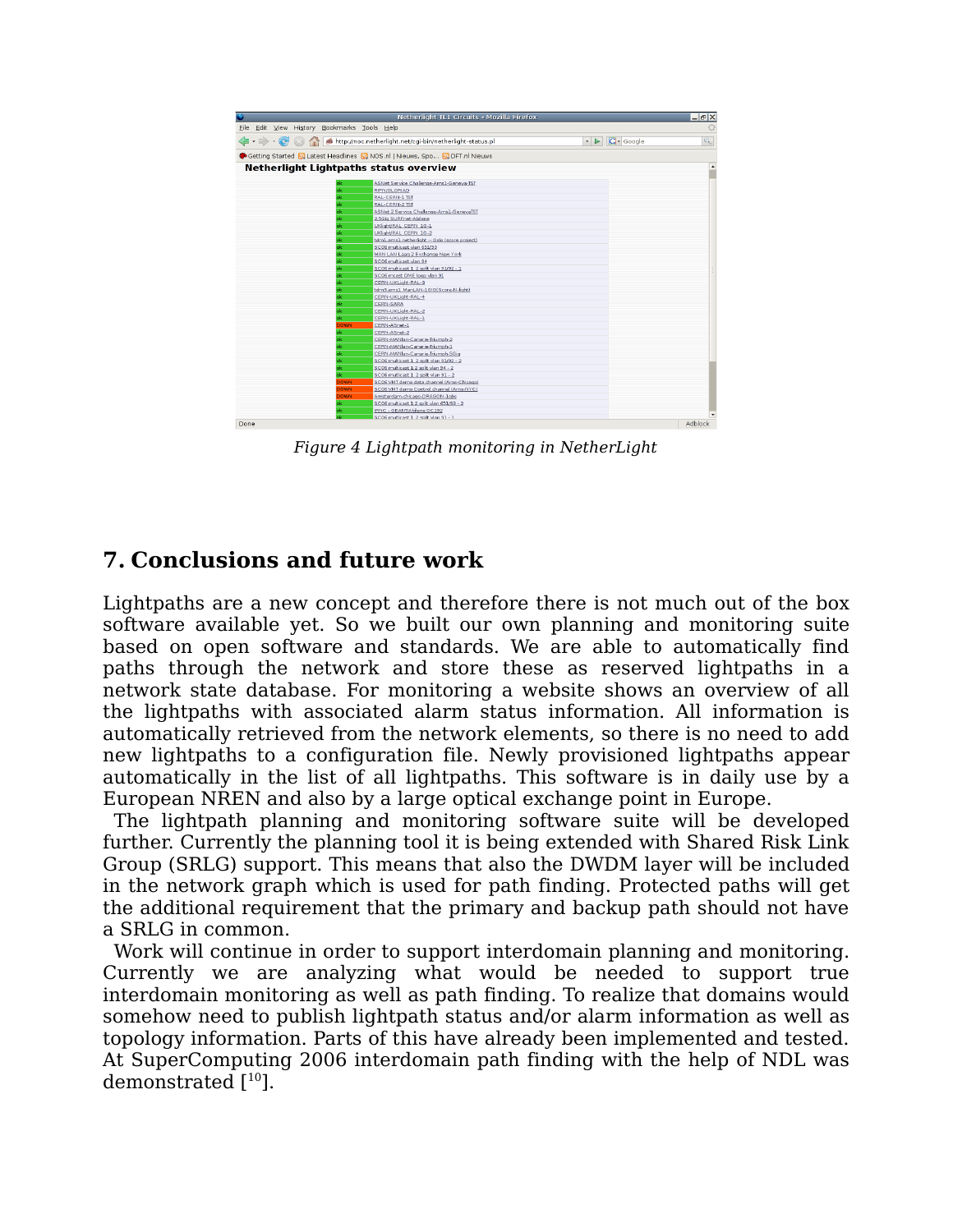*Figure 4 Lightpath monitoring in NetherLight*

## 7. Conclusions and future work

Lightpaths are a new concept and therefore there is not much out of the box software available yet. So we built our own planning and monitoring suite based on open software and standards. We are able to automatically find paths through the network and store these as reserved lightpaths in a network state database. For monitoring a website shows an overview of all the lightpaths with associated alarm status information. All information is automatically retrieved from the network elements, so there is no need to add new lightpaths to a configuration file. Newly provisioned lightpaths appear automatically in the list of all lightpaths. This software is in daily use by a European NREN and also by a large optical exchange point in Europe.

The lightpath planning and monitoring software suite will be developed further. Currently the planning tool it is being extended with Shared Risk Link Group (SRLG) support. This means that also the DWDM layer will be included in the network graph which is used for path finding. Protected paths will get the additional requirement that the primary and backup path should not have a SRLG in common.

Work will continue in order to support interdomain planning and monitoring. Currently we are analyzing what would be needed to support true interdomain monitoring as well as path finding. To realize that domains would somehow need to publish lightpath status and/or alarm information as well as topology information. Parts of this have already been implemented and tested. At SuperComputing 2006 interdomain path finding with the help of NDL was demonstrated [10].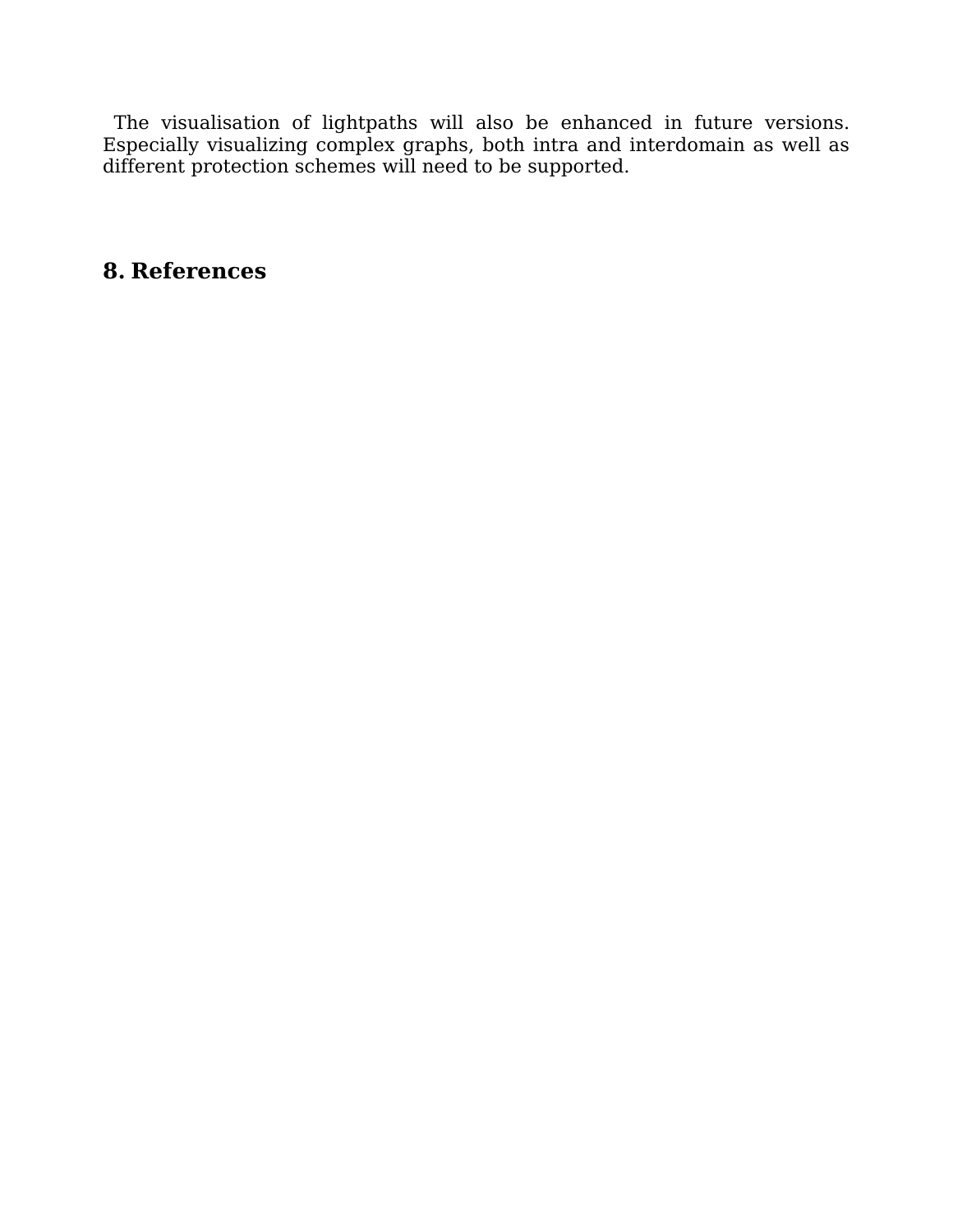The visualisation of lightpaths will also be enhanced in future versions. Especially visualizing complex graphs, both intra and interdomain as well as different protection schemes will need to be supported.

## 8. References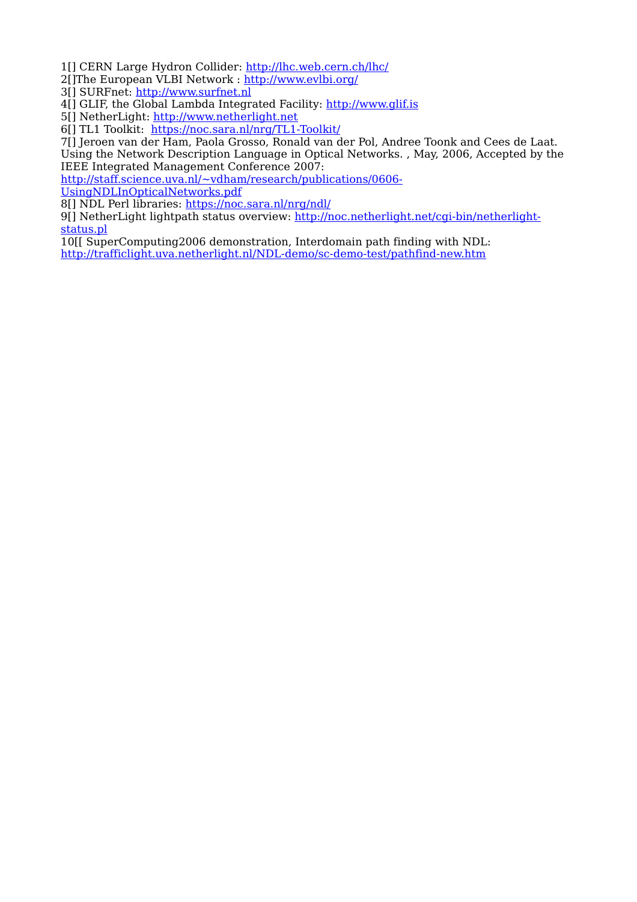1[] CERN Large Hydron Collider: http://lhc.web.cern.ch/lhc/
2[]The European VLBI Network : http://www.evlbi.org/
3[] SURFnet: http://www.surfnet.nl
4[] GLIF, the Global Lambda Integrated Facility: http://www.glif.is
5[] NetherLight: http://www.netherlight.net
6[] TL1 Toolkit: https://noc.sara.nl/nrg/TL1-Toolkit/
7[] Jeroen van der Ham, Paola Grosso, Ronald van der Pol, Andree Toonk and Cees de Laat. Using the Network Description Language in Optical Networks. , May, 2006, Accepted by the IEEE Integrated Management Conference 2007: http://staff.science.uva.nl/~vdham/research/publications/0606-UsingNDLInOpticalNetworks.pdf
8[] NDL Perl libraries: https://noc.sara.nl/nrg/ndl/
9[] NetherLight lightpath status overview: http://noc.netherlight.net/cgi-bin/netherlight-status.pl
10[[ SuperComputing2006 demonstration, Interdomain path finding with NDL: http://trafficlight.uva.netherlight.nl/NDL-demo/sc-demo-test/pathfind-new.htm